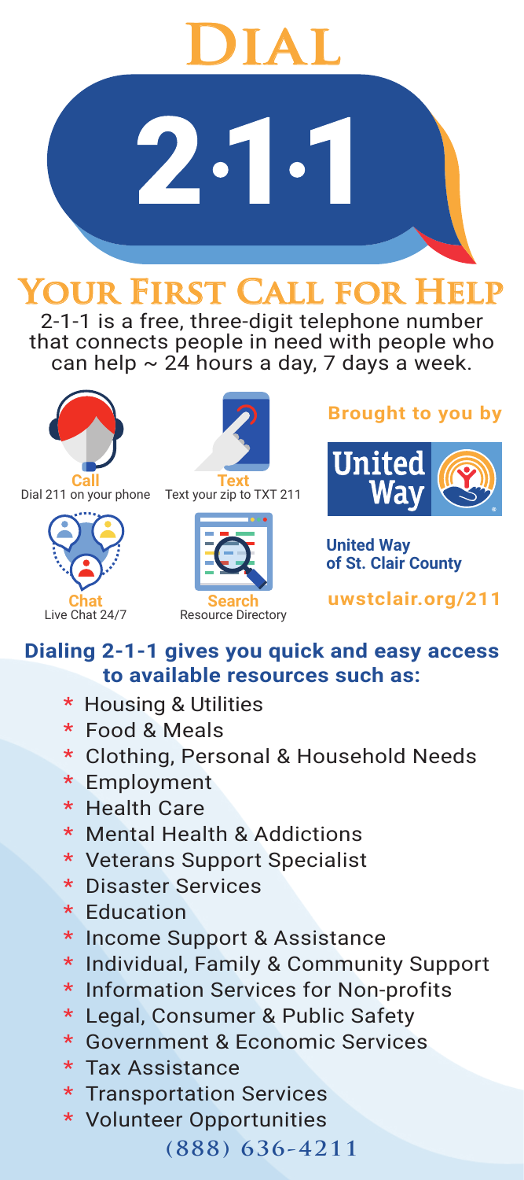# Dial 2·1·1

## Your First Call for Help

2-1-1 is a free, three-digit telephone number that connects people in need with people who can help ~ 24 hours a day, 7 days a week.

**Call**
Dial 211 on your phone

**Text**
Text your zip to TXT 211

**Chat**
Live Chat 24/7

**Search**
Resource Directory

**Brought to you by**

United Way

**United Way of St. Clair County**

**uwstclair.org/211**

### Dialing 2-1-1 gives you quick and easy access to available resources such as:

* Housing & Utilities
* Food & Meals
* Clothing, Personal & Household Needs
* Employment
* Health Care
* Mental Health & Addictions
* Veterans Support Specialist
* Disaster Services
* Education
* Income Support & Assistance
* Individual, Family & Community Support
* Information Services for Non-profits
* Legal, Consumer & Public Safety
* Government & Economic Services
* Tax Assistance
* Transportation Services
* Volunteer Opportunities

(888) 636-4211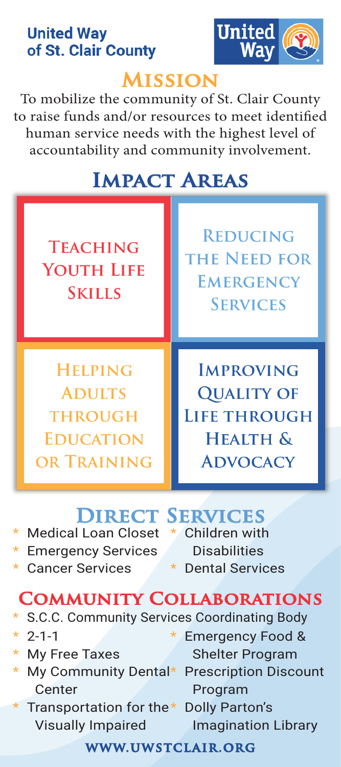**United Way of St. Clair County**

# Mission

To mobilize the community of St. Clair County to raise funds and/or resources to meet identified human service needs with the highest level of accountability and community involvement.

# Impact Areas

| | |
|---|---|
| Teaching Youth Life Skills | Reducing the Need for Emergency Services |
| Helping Adults through Education or Training | Improving Quality of Life through Health & Advocacy |

# Direct Services

- Medical Loan Closet
- Emergency Services
- Cancer Services
- Children with Disabilities
- Dental Services

# Community Collaborations

- S.C.C. Community Services Coordinating Body
- 2-1-1
- My Free Taxes
- My Community Dental Center
- Transportation for the Visually Impaired
- Emergency Food & Shelter Program
- Prescription Discount Program
- Dolly Parton's Imagination Library

**www.uwstclair.org**